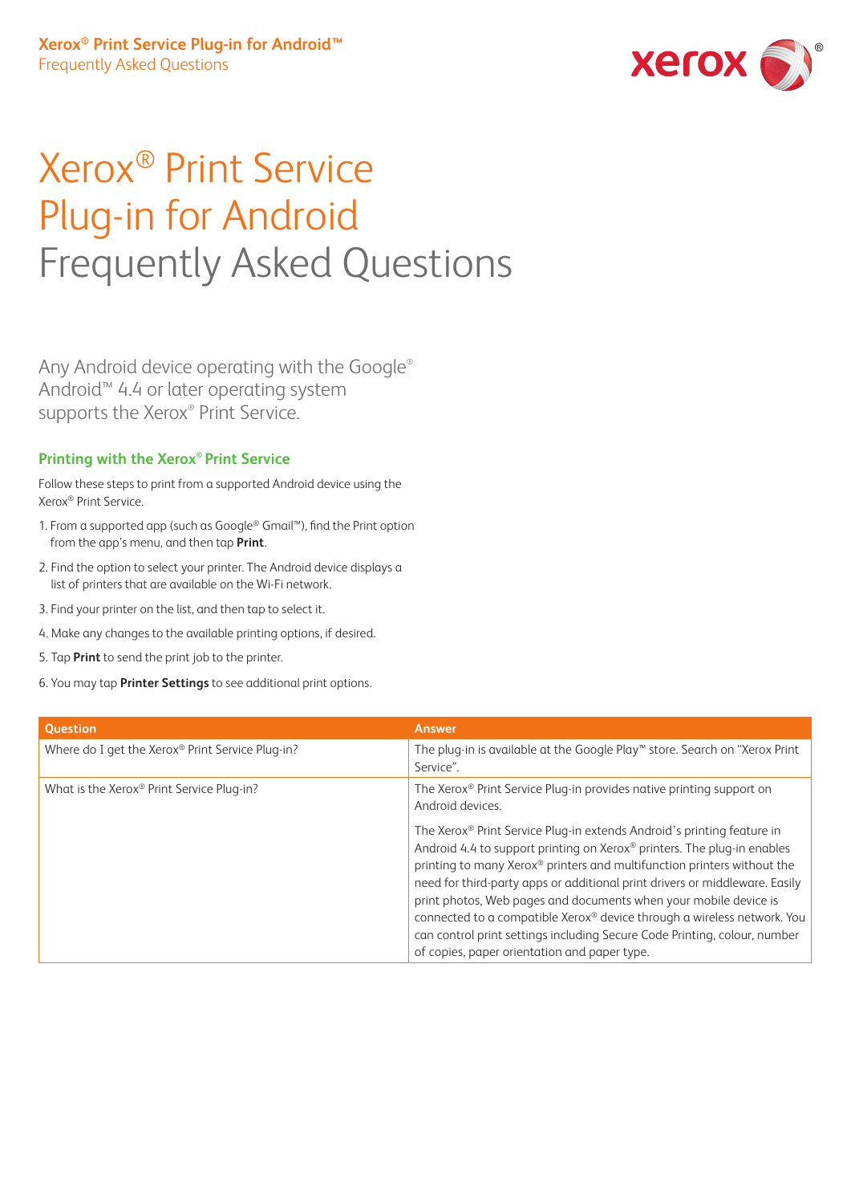# Xerox® Print Service Plug-in for Android Frequently Asked Questions

Any Android device operating with the Google® Android™ 4.4 or later operating system supports the Xerox® Print Service.

## Printing with the Xerox® Print Service

Follow these steps to print from a supported Android device using the Xerox® Print Service.

1. From a supported app (such as Google® Gmail™), find the Print option from the app's menu, and then tap **Print**.
2. Find the option to select your printer. The Android device displays a list of printers that are available on the Wi-Fi network.
3. Find your printer on the list, and then tap to select it.
4. Make any changes to the available printing options, if desired.
5. Tap **Print** to send the print job to the printer.
6. You may tap **Printer Settings** to see additional print options.

| Question | Answer |
| --- | --- |
| Where do I get the Xerox® Print Service Plug-in? | The plug-in is available at the Google Play™ store. Search on "Xerox Print Service". |
| What is the Xerox® Print Service Plug-in? | The Xerox® Print Service Plug-in provides native printing support on Android devices.<br><br>The Xerox® Print Service Plug-in extends Android's printing feature in Android 4.4 to support printing on Xerox® printers. The plug-in enables printing to many Xerox® printers and multifunction printers without the need for third-party apps or additional print drivers or middleware. Easily print photos, Web pages and documents when your mobile device is connected to a compatible Xerox® device through a wireless network. You can control print settings including Secure Code Printing, colour, number of copies, paper orientation and paper type. |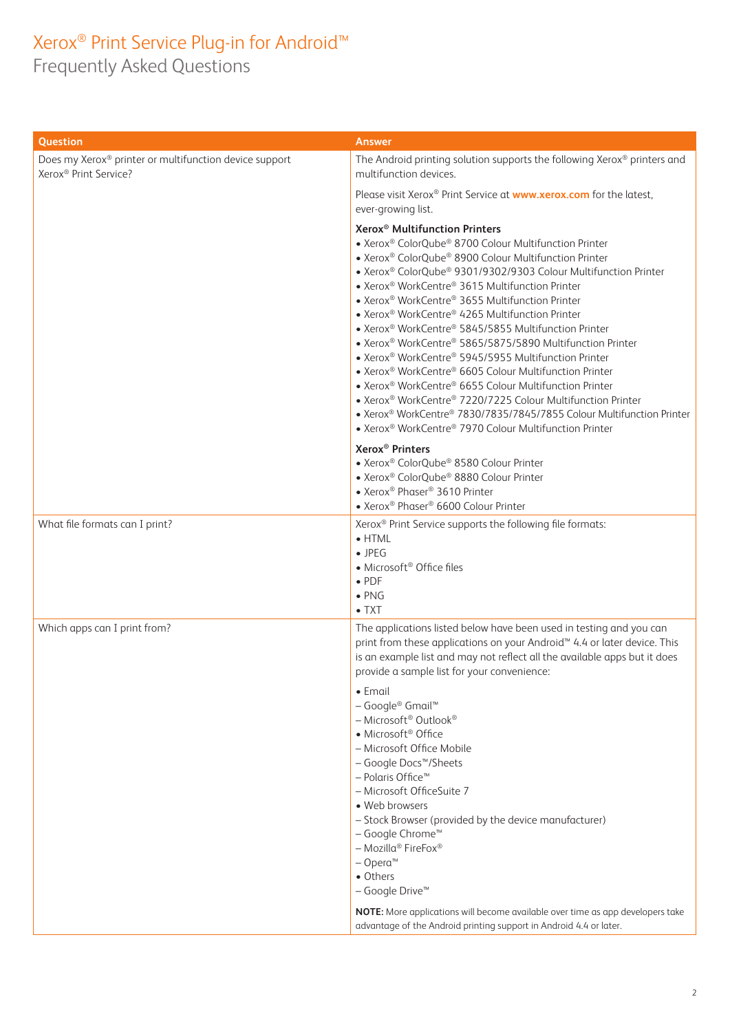# Xerox® Print Service Plug-in for Android™

## Frequently Asked Questions

| Question | Answer |
|---|---|
| Does my Xerox® printer or multifunction device support Xerox® Print Service? | The Android printing solution supports the following Xerox® printers and multifunction devices.<br><br>Please visit Xerox® Print Service at **www.xerox.com** for the latest, ever-growing list.<br><br>**Xerox® Multifunction Printers**<br>• Xerox® ColorQube® 8700 Colour Multifunction Printer<br>• Xerox® ColorQube® 8900 Colour Multifunction Printer<br>• Xerox® ColorQube® 9301/9302/9303 Colour Multifunction Printer<br>• Xerox® WorkCentre® 3615 Multifunction Printer<br>• Xerox® WorkCentre® 3655 Multifunction Printer<br>• Xerox® WorkCentre® 4265 Multifunction Printer<br>• Xerox® WorkCentre® 5845/5855 Multifunction Printer<br>• Xerox® WorkCentre® 5865/5875/5890 Multifunction Printer<br>• Xerox® WorkCentre® 5945/5955 Multifunction Printer<br>• Xerox® WorkCentre® 6605 Colour Multifunction Printer<br>• Xerox® WorkCentre® 6655 Colour Multifunction Printer<br>• Xerox® WorkCentre® 7220/7225 Colour Multifunction Printer<br>• Xerox® WorkCentre® 7830/7835/7845/7855 Colour Multifunction Printer<br>• Xerox® WorkCentre® 7970 Colour Multifunction Printer<br><br>**Xerox® Printers**<br>• Xerox® ColorQube® 8580 Colour Printer<br>• Xerox® ColorQube® 8880 Colour Printer<br>• Xerox® Phaser® 3610 Printer<br>• Xerox® Phaser® 6600 Colour Printer |
| What file formats can I print? | Xerox® Print Service supports the following file formats:<br>• HTML<br>• JPEG<br>• Microsoft® Office files<br>• PDF<br>• PNG<br>• TXT |
| Which apps can I print from? | The applications listed below have been used in testing and you can print from these applications on your Android™ 4.4 or later device. This is an example list and may not reflect all the available apps but it does provide a sample list for your convenience:<br><br>• Email<br>– Google® Gmail™<br>– Microsoft® Outlook®<br>• Microsoft® Office<br>– Microsoft Office Mobile<br>– Google Docs™/Sheets<br>– Polaris Office™<br>– Microsoft OfficeSuite 7<br>• Web browsers<br>– Stock Browser (provided by the device manufacturer)<br>– Google Chrome™<br>– Mozilla® FireFox®<br>– Opera™<br>• Others<br>– Google Drive™<br><br>**NOTE:** More applications will become available over time as app developers take advantage of the Android printing support in Android 4.4 or later. |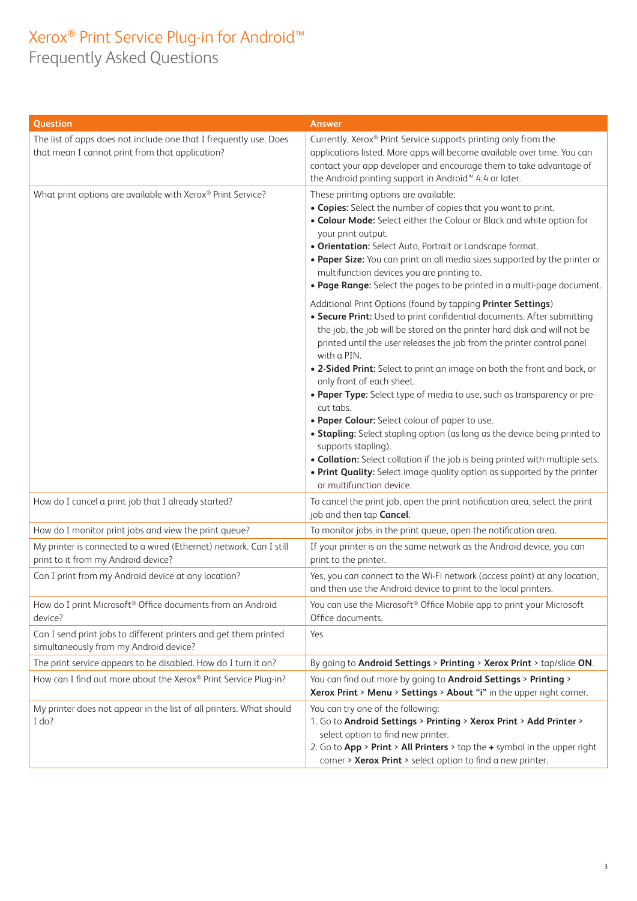# Xerox® Print Service Plug-in for Android™

## Frequently Asked Questions

| Question | Answer |
|---|---|
| The list of apps does not include one that I frequently use. Does that mean I cannot print from that application? | Currently, Xerox® Print Service supports printing only from the applications listed. More apps will become available over time. You can contact your app developer and encourage them to take advantage of the Android printing support in Android™ 4.4 or later. |
| What print options are available with Xerox® Print Service? | These printing options are available:<br>• **Copies:** Select the number of copies that you want to print.<br>• **Colour Mode:** Select either the Colour or Black and white option for your print output.<br>• **Orientation:** Select Auto, Portrait or Landscape format.<br>• **Paper Size:** You can print on all media sizes supported by the printer or multifunction devices you are printing to.<br>• **Page Range:** Select the pages to be printed in a multi-page document.<br><br>Additional Print Options (found by tapping **Printer Settings**)<br>• **Secure Print:** Used to print confidential documents. After submitting the job, the job will be stored on the printer hard disk and will not be printed until the user releases the job from the printer control panel with a PIN.<br>• **2-Sided Print:** Select to print an image on both the front and back, or only front of each sheet.<br>• **Paper Type:** Select type of media to use, such as transparency or pre-cut tabs.<br>• **Paper Colour:** Select colour of paper to use.<br>• **Stapling:** Select stapling option (as long as the device being printed to supports stapling).<br>• **Collation:** Select collation if the job is being printed with multiple sets.<br>• **Print Quality:** Select image quality option as supported by the printer or multifunction device. |
| How do I cancel a print job that I already started? | To cancel the print job, open the print notification area, select the print job and then tap **Cancel**. |
| How do I monitor print jobs and view the print queue? | To monitor jobs in the print queue, open the notification area. |
| My printer is connected to a wired (Ethernet) network. Can I still print to it from my Android device? | If your printer is on the same network as the Android device, you can print to the printer. |
| Can I print from my Android device at any location? | Yes, you can connect to the Wi-Fi network (access point) at any location, and then use the Android device to print to the local printers. |
| How do I print Microsoft® Office documents from an Android device? | You can use the Microsoft® Office Mobile app to print your Microsoft Office documents. |
| Can I send print jobs to different printers and get them printed simultaneously from my Android device? | Yes |
| The print service appears to be disabled. How do I turn it on? | By going to **Android Settings** > **Printing** > **Xerox Print** > tap/slide **ON**. |
| How can I find out more about the Xerox® Print Service Plug-in? | You can find out more by going to **Android Settings** > **Printing** > **Xerox Print** > **Menu** > **Settings** > **About "i"** in the upper right corner. |
| My printer does not appear in the list of all printers. What should I do? | You can try one of the following:<br>1. Go to **Android Settings** > **Printing** > **Xerox Print** > **Add Printer** > select option to find new printer.<br>2. Go to **App** > **Print** > **All Printers** > tap the **+** symbol in the upper right corner > **Xerox Print** > select option to find a new printer. |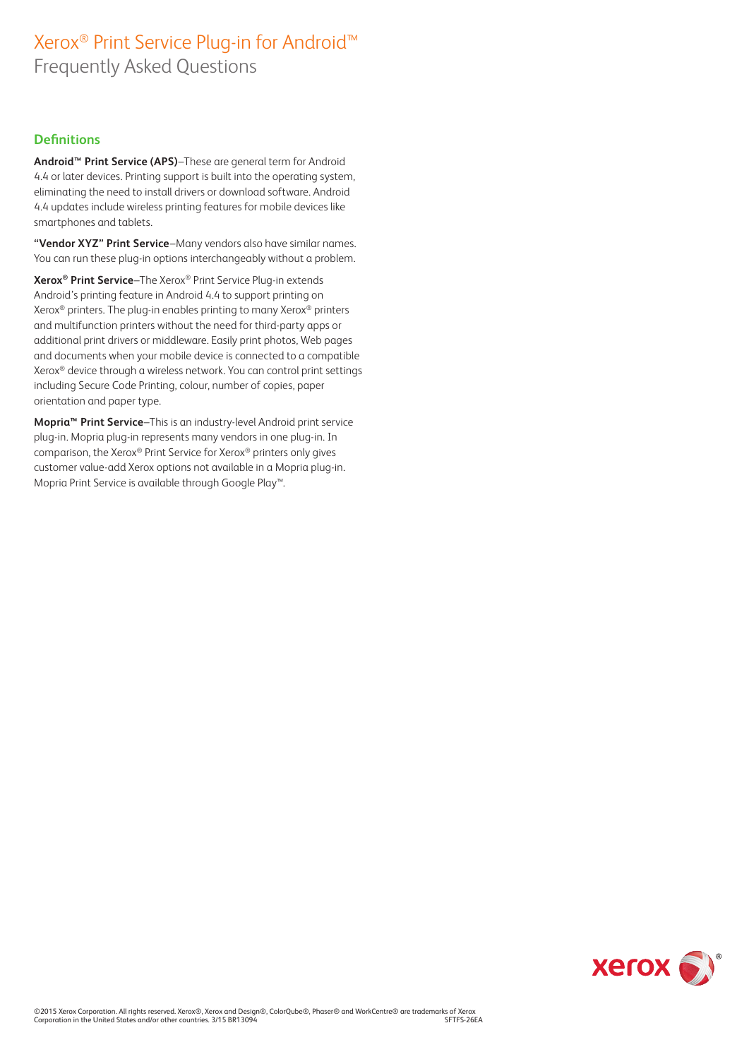# Xerox® Print Service Plug-in for Android™

Frequently Asked Questions

## Definitions

**Android™ Print Service (APS)**–These are general term for Android 4.4 or later devices. Printing support is built into the operating system, eliminating the need to install drivers or download software. Android 4.4 updates include wireless printing features for mobile devices like smartphones and tablets.

**"Vendor XYZ" Print Service**–Many vendors also have similar names. You can run these plug-in options interchangeably without a problem.

**Xerox® Print Service**–The Xerox® Print Service Plug-in extends Android's printing feature in Android 4.4 to support printing on Xerox® printers. The plug-in enables printing to many Xerox® printers and multifunction printers without the need for third-party apps or additional print drivers or middleware. Easily print photos, Web pages and documents when your mobile device is connected to a compatible Xerox® device through a wireless network. You can control print settings including Secure Code Printing, colour, number of copies, paper orientation and paper type.

**Mopria™ Print Service**–This is an industry-level Android print service plug-in. Mopria plug-in represents many vendors in one plug-in. In comparison, the Xerox® Print Service for Xerox® printers only gives customer value-add Xerox options not available in a Mopria plug-in. Mopria Print Service is available through Google Play™.

©2015 Xerox Corporation. All rights reserved. Xerox®, Xerox and Design®, ColorQube®, Phaser® and WorkCentre® are trademarks of Xerox Corporation in the United States and/or other countries. 3/15 BR13094 SFTFS-26EA